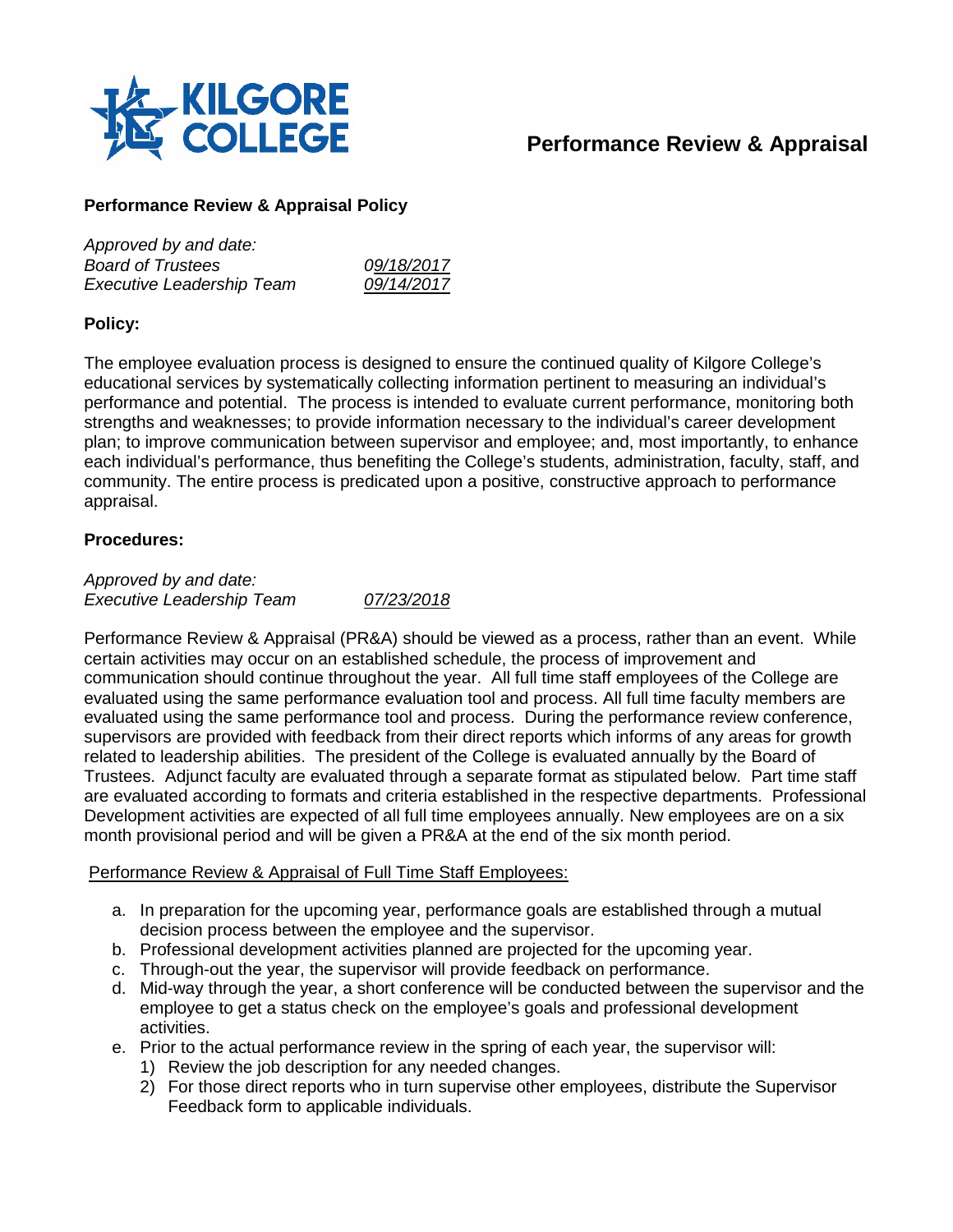# Performance Review & Appraisal

## Performance Review & Appraisal Policy

*Approved by and date:*
*Board of Trustees* *09/18/2017*
*Executive Leadership Team* *09/14/2017*

**Policy:**

The employee evaluation process is designed to ensure the continued quality of Kilgore College's educational services by systematically collecting information pertinent to measuring an individual's performance and potential. The process is intended to evaluate current performance, monitoring both strengths and weaknesses; to provide information necessary to the individual's career development plan; to improve communication between supervisor and employee; and, most importantly, to enhance each individual's performance, thus benefiting the College's students, administration, faculty, staff, and community. The entire process is predicated upon a positive, constructive approach to performance appraisal.

**Procedures:**

*Approved by and date:*
*Executive Leadership Team* *07/23/2018*

Performance Review & Appraisal (PR&A) should be viewed as a process, rather than an event. While certain activities may occur on an established schedule, the process of improvement and communication should continue throughout the year. All full time staff employees of the College are evaluated using the same performance evaluation tool and process. All full time faculty members are evaluated using the same performance tool and process. During the performance review conference, supervisors are provided with feedback from their direct reports which informs of any areas for growth related to leadership abilities. The president of the College is evaluated annually by the Board of Trustees. Adjunct faculty are evaluated through a separate format as stipulated below. Part time staff are evaluated according to formats and criteria established in the respective departments. Professional Development activities are expected of all full time employees annually. New employees are on a six month provisional period and will be given a PR&A at the end of the six month period.

Performance Review & Appraisal of Full Time Staff Employees:

a. In preparation for the upcoming year, performance goals are established through a mutual decision process between the employee and the supervisor.
b. Professional development activities planned are projected for the upcoming year.
c. Through-out the year, the supervisor will provide feedback on performance.
d. Mid-way through the year, a short conference will be conducted between the supervisor and the employee to get a status check on the employee's goals and professional development activities.
e. Prior to the actual performance review in the spring of each year, the supervisor will:
   1) Review the job description for any needed changes.
   2) For those direct reports who in turn supervise other employees, distribute the Supervisor Feedback form to applicable individuals.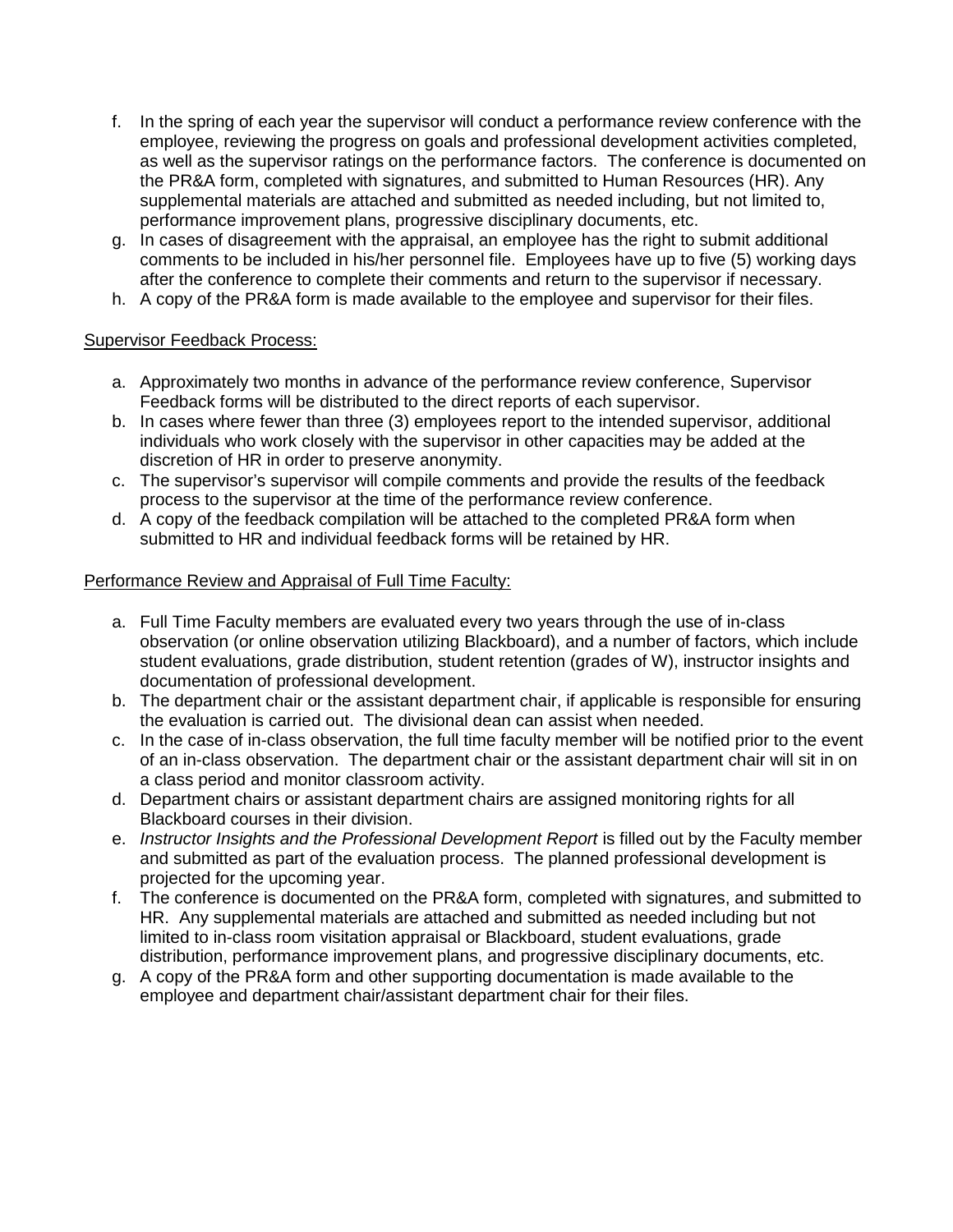f. In the spring of each year the supervisor will conduct a performance review conference with the employee, reviewing the progress on goals and professional development activities completed, as well as the supervisor ratings on the performance factors. The conference is documented on the PR&A form, completed with signatures, and submitted to Human Resources (HR). Any supplemental materials are attached and submitted as needed including, but not limited to, performance improvement plans, progressive disciplinary documents, etc.
g. In cases of disagreement with the appraisal, an employee has the right to submit additional comments to be included in his/her personnel file. Employees have up to five (5) working days after the conference to complete their comments and return to the supervisor if necessary.
h. A copy of the PR&A form is made available to the employee and supervisor for their files.

<u>Supervisor Feedback Process:</u>

a. Approximately two months in advance of the performance review conference, Supervisor Feedback forms will be distributed to the direct reports of each supervisor.
b. In cases where fewer than three (3) employees report to the intended supervisor, additional individuals who work closely with the supervisor in other capacities may be added at the discretion of HR in order to preserve anonymity.
c. The supervisor's supervisor will compile comments and provide the results of the feedback process to the supervisor at the time of the performance review conference.
d. A copy of the feedback compilation will be attached to the completed PR&A form when submitted to HR and individual feedback forms will be retained by HR.

<u>Performance Review and Appraisal of Full Time Faculty:</u>

a. Full Time Faculty members are evaluated every two years through the use of in-class observation (or online observation utilizing Blackboard), and a number of factors, which include student evaluations, grade distribution, student retention (grades of W), instructor insights and documentation of professional development.
b. The department chair or the assistant department chair, if applicable is responsible for ensuring the evaluation is carried out. The divisional dean can assist when needed.
c. In the case of in-class observation, the full time faculty member will be notified prior to the event of an in-class observation. The department chair or the assistant department chair will sit in on a class period and monitor classroom activity.
d. Department chairs or assistant department chairs are assigned monitoring rights for all Blackboard courses in their division.
e. *Instructor Insights and the Professional Development Report* is filled out by the Faculty member and submitted as part of the evaluation process. The planned professional development is projected for the upcoming year.
f. The conference is documented on the PR&A form, completed with signatures, and submitted to HR. Any supplemental materials are attached and submitted as needed including but not limited to in-class room visitation appraisal or Blackboard, student evaluations, grade distribution, performance improvement plans, and progressive disciplinary documents, etc.
g. A copy of the PR&A form and other supporting documentation is made available to the employee and department chair/assistant department chair for their files.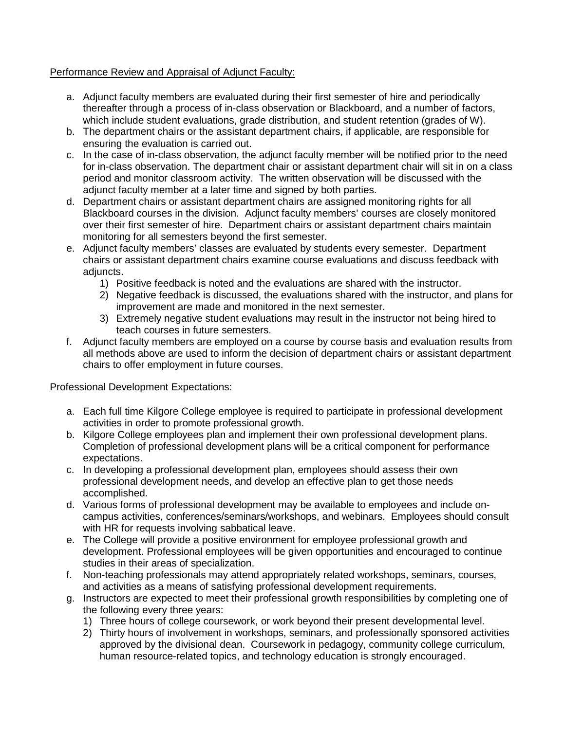Performance Review and Appraisal of Adjunct Faculty:

a. Adjunct faculty members are evaluated during their first semester of hire and periodically thereafter through a process of in-class observation or Blackboard, and a number of factors, which include student evaluations, grade distribution, and student retention (grades of W).
b. The department chairs or the assistant department chairs, if applicable, are responsible for ensuring the evaluation is carried out.
c. In the case of in-class observation, the adjunct faculty member will be notified prior to the need for in-class observation. The department chair or assistant department chair will sit in on a class period and monitor classroom activity. The written observation will be discussed with the adjunct faculty member at a later time and signed by both parties.
d. Department chairs or assistant department chairs are assigned monitoring rights for all Blackboard courses in the division. Adjunct faculty members' courses are closely monitored over their first semester of hire. Department chairs or assistant department chairs maintain monitoring for all semesters beyond the first semester.
e. Adjunct faculty members' classes are evaluated by students every semester. Department chairs or assistant department chairs examine course evaluations and discuss feedback with adjuncts.
   1) Positive feedback is noted and the evaluations are shared with the instructor.
   2) Negative feedback is discussed, the evaluations shared with the instructor, and plans for improvement are made and monitored in the next semester.
   3) Extremely negative student evaluations may result in the instructor not being hired to teach courses in future semesters.
f. Adjunct faculty members are employed on a course by course basis and evaluation results from all methods above are used to inform the decision of department chairs or assistant department chairs to offer employment in future courses.

Professional Development Expectations:

a. Each full time Kilgore College employee is required to participate in professional development activities in order to promote professional growth.
b. Kilgore College employees plan and implement their own professional development plans. Completion of professional development plans will be a critical component for performance expectations.
c. In developing a professional development plan, employees should assess their own professional development needs, and develop an effective plan to get those needs accomplished.
d. Various forms of professional development may be available to employees and include on-campus activities, conferences/seminars/workshops, and webinars. Employees should consult with HR for requests involving sabbatical leave.
e. The College will provide a positive environment for employee professional growth and development. Professional employees will be given opportunities and encouraged to continue studies in their areas of specialization.
f. Non-teaching professionals may attend appropriately related workshops, seminars, courses, and activities as a means of satisfying professional development requirements.
g. Instructors are expected to meet their professional growth responsibilities by completing one of the following every three years:
   1) Three hours of college coursework, or work beyond their present developmental level.
   2) Thirty hours of involvement in workshops, seminars, and professionally sponsored activities approved by the divisional dean. Coursework in pedagogy, community college curriculum, human resource-related topics, and technology education is strongly encouraged.